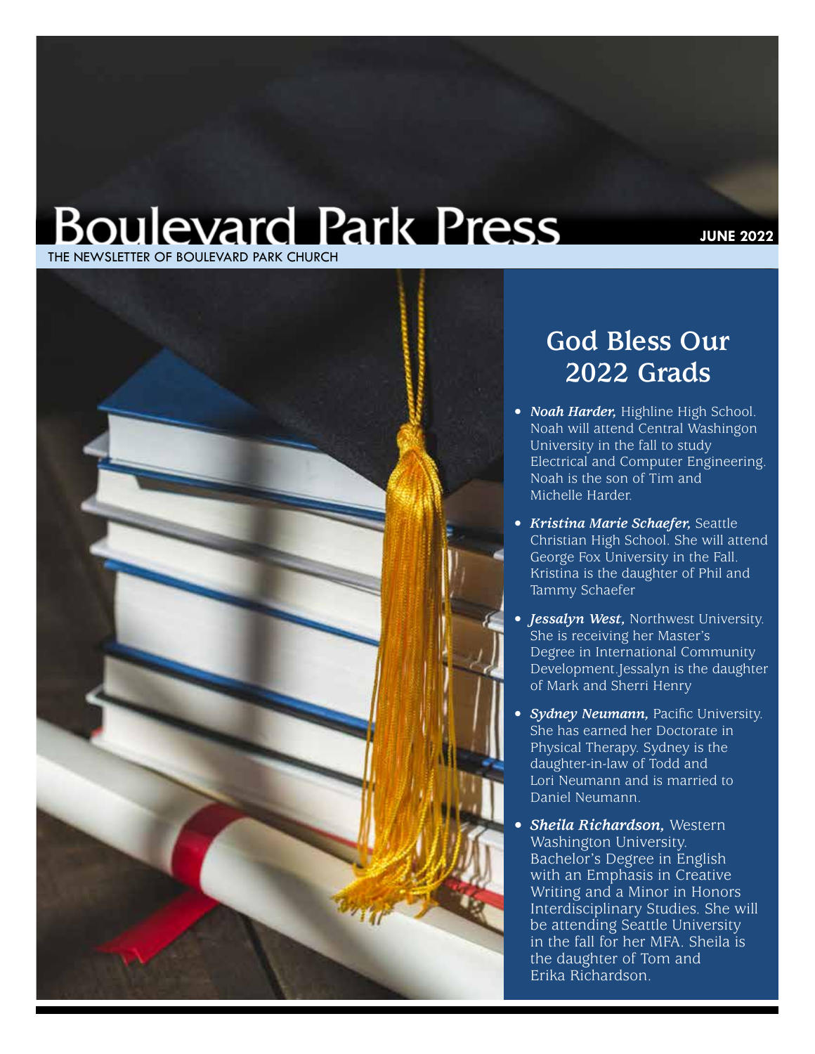# Boulevard Park Press

THE NEWSLETTER OF BOULEVARD PARK CHURCH

**JUNE 2022**

## God Bless Our 2022 Grads

- ***Noah Harder,*** Highline High School. Noah will attend Central Washingon University in the fall to study Electrical and Computer Engineering. Noah is the son of Tim and Michelle Harder.
- ***Kristina Marie Schaefer,*** Seattle Christian High School. She will attend George Fox University in the Fall. Kristina is the daughter of Phil and Tammy Schaefer
- ***Jessalyn West,*** Northwest University. She is receiving her Master's Degree in International Community Development.Jessalyn is the daughter of Mark and Sherri Henry
- ***Sydney Neumann,*** Pacific University. She has earned her Doctorate in Physical Therapy. Sydney is the daughter-in-law of Todd and Lori Neumann and is married to Daniel Neumann.
- ***Sheila Richardson,*** Western Washington University. Bachelor's Degree in English with an Emphasis in Creative Writing and a Minor in Honors Interdisciplinary Studies. She will be attending Seattle University in the fall for her MFA. Sheila is the daughter of Tom and Erika Richardson.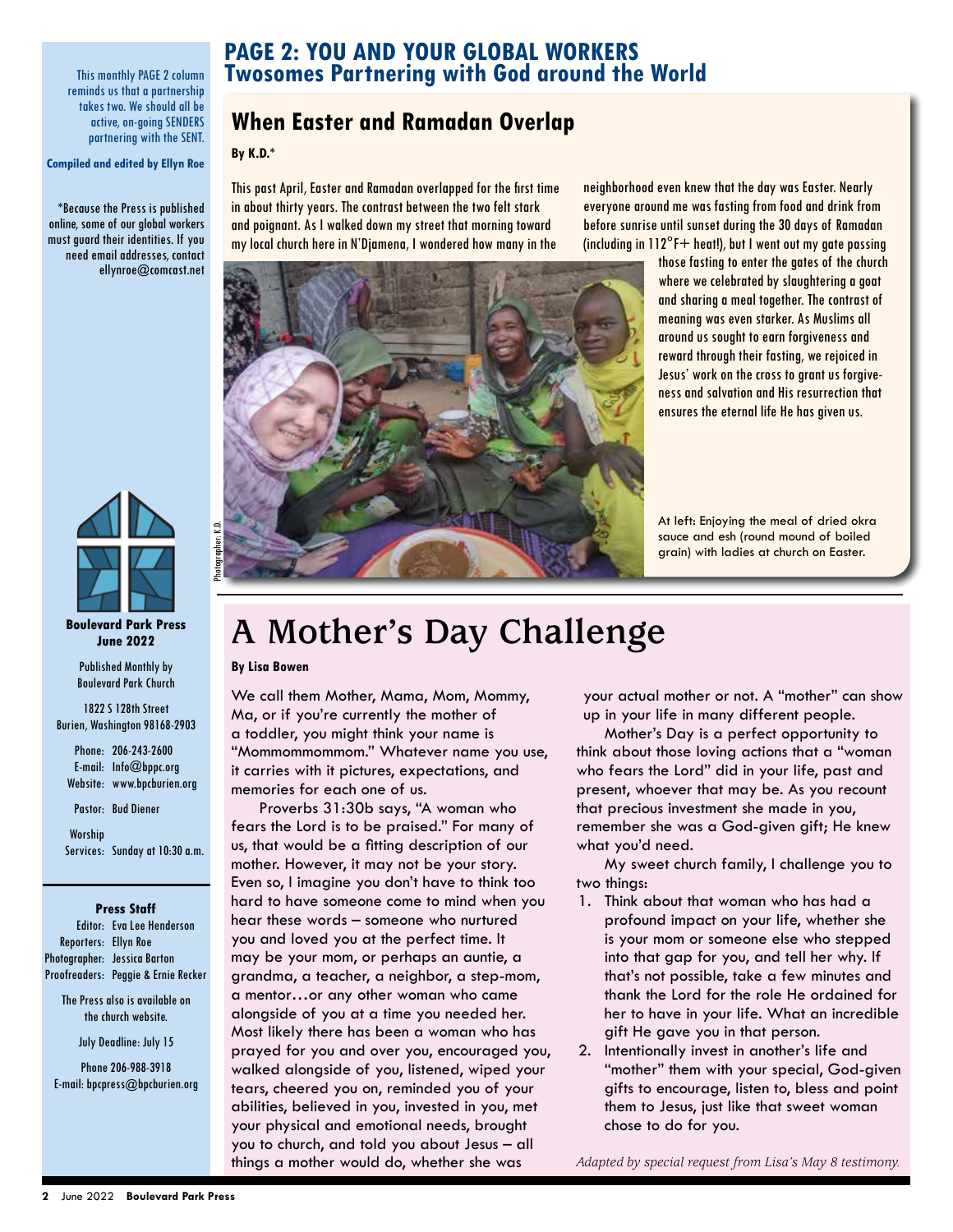## PAGE 2: YOU AND YOUR GLOBAL WORKERS
## Twosomes Partnering with God around the World

This monthly PAGE 2 column reminds us that a partnership takes two. We should all be active, on-going SENDERS partnering with the SENT.

**Compiled and edited by Ellyn Roe**

*Because the Press is published online, some of our global workers must guard their identities. If you need email addresses, contact ellynroe@comcast.net

### When Easter and Ramadan Overlap

**By K.D.***

This past April, Easter and Ramadan overlapped for the first time in about thirty years. The contrast between the two felt stark and poignant. As I walked down my street that morning toward my local church here in N'Djamena, I wondered how many in the neighborhood even knew that the day was Easter. Nearly everyone around me was fasting from food and drink from before sunrise until sunset during the 30 days of Ramadan (including in 112°F+ heat!), but I went out my gate passing those fasting to enter the gates of the church where we celebrated by slaughtering a goat and sharing a meal together. The contrast of meaning was even starker. As Muslims all around us sought to earn forgiveness and reward through their fasting, we rejoiced in Jesus' work on the cross to grant us forgiveness and salvation and His resurrection that ensures the eternal life He has given us.

Photographer: K.D.

At left: Enjoying the meal of dried okra sauce and esh (round mound of boiled grain) with ladies at church on Easter.

# A Mother's Day Challenge

**By Lisa Bowen**

We call them Mother, Mama, Mom, Mommy, Ma, or if you're currently the mother of a toddler, you might think your name is "Mommommommom." Whatever name you use, it carries with it pictures, expectations, and memories for each one of us.

Proverbs 31:30b says, "A woman who fears the Lord is to be praised." For many of us, that would be a fitting description of our mother. However, it may not be your story. Even so, I imagine you don't have to think too hard to have someone come to mind when you hear these words – someone who nurtured you and loved you at the perfect time. It may be your mom, or perhaps an auntie, a grandma, a teacher, a neighbor, a step-mom, a mentor…or any other woman who came alongside of you at a time you needed her. Most likely there has been a woman who has prayed for you and over you, encouraged you, walked alongside of you, listened, wiped your tears, cheered you on, reminded you of your abilities, believed in you, invested in you, met your physical and emotional needs, brought you to church, and told you about Jesus – all things a mother would do, whether she was your actual mother or not. A "mother" can show up in your life in many different people.

Mother's Day is a perfect opportunity to think about those loving actions that a "woman who fears the Lord" did in your life, past and present, whoever that may be. As you recount that precious investment she made in you, remember she was a God-given gift; He knew what you'd need.

My sweet church family, I challenge you to two things:

1. Think about that woman who has had a profound impact on your life, whether she is your mom or someone else who stepped into that gap for you, and tell her why. If that's not possible, take a few minutes and thank the Lord for the role He ordained for her to have in your life. What an incredible gift He gave you in that person.
2. Intentionally invest in another's life and "mother" them with your special, God-given gifts to encourage, listen to, bless and point them to Jesus, just like that sweet woman chose to do for you.

*Adapted by special request from Lisa's May 8 testimony.*

**Boulevard Park Press**
**June 2022**

Published Monthly by Boulevard Park Church

1822 S 128th Street
Burien, Washington 98168-2903

Phone: 206-243-2600
E-mail: Info@bppc.org
Website: www.bpcburien.org

Pastor: Bud Diener

Worship Services: Sunday at 10:30 a.m.

**Press Staff**

Editor: Eva Lee Henderson
Reporters: Ellyn Roe
Photographer: Jessica Barton
Proofreaders: Peggie & Ernie Recker

The Press also is available on the church website.

July Deadline: July 15

Phone 206-988-3918
E-mail: bpcpress@bpcburien.org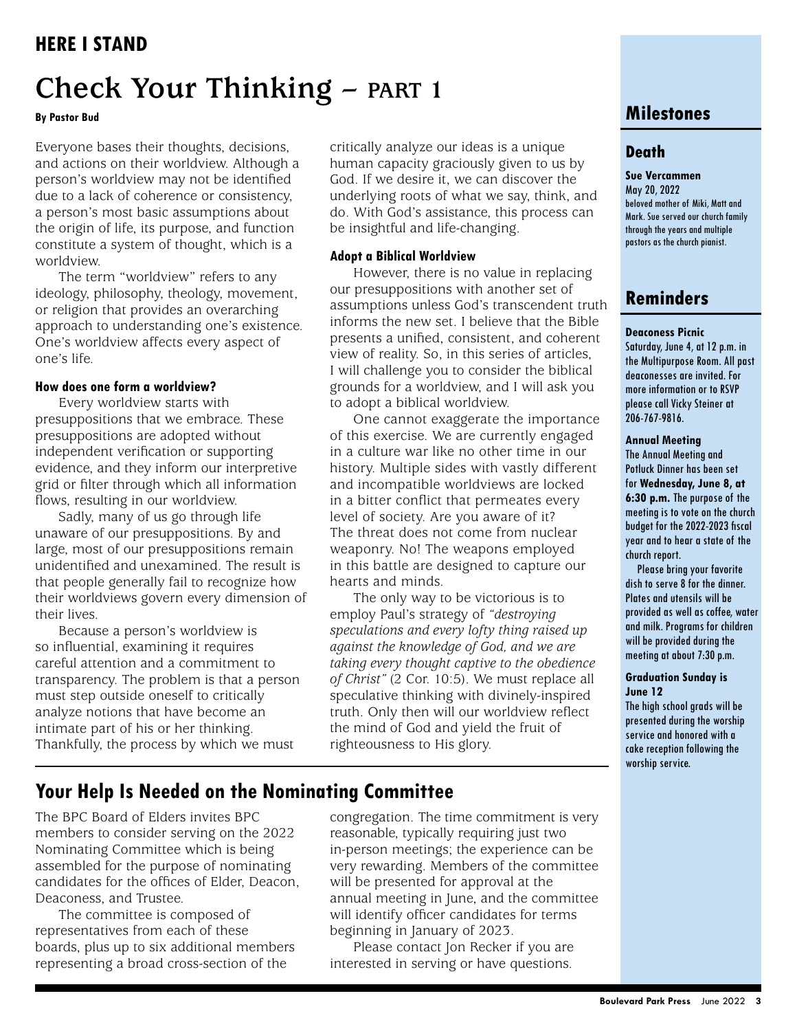## HERE I STAND

# Check Your Thinking – PART 1

**By Pastor Bud**

Everyone bases their thoughts, decisions, and actions on their worldview. Although a person's worldview may not be identified due to a lack of coherence or consistency, a person's most basic assumptions about the origin of life, its purpose, and function constitute a system of thought, which is a worldview.

The term "worldview" refers to any ideology, philosophy, theology, movement, or religion that provides an overarching approach to understanding one's existence. One's worldview affects every aspect of one's life.

#### How does one form a worldview?

Every worldview starts with presuppositions that we embrace. These presuppositions are adopted without independent verification or supporting evidence, and they inform our interpretive grid or filter through which all information flows, resulting in our worldview.

Sadly, many of us go through life unaware of our presuppositions. By and large, most of our presuppositions remain unidentified and unexamined. The result is that people generally fail to recognize how their worldviews govern every dimension of their lives.

Because a person's worldview is so influential, examining it requires careful attention and a commitment to transparency. The problem is that a person must step outside oneself to critically analyze notions that have become an intimate part of his or her thinking. Thankfully, the process by which we must critically analyze our ideas is a unique human capacity graciously given to us by God. If we desire it, we can discover the underlying roots of what we say, think, and do. With God's assistance, this process can be insightful and life-changing.

#### Adopt a Biblical Worldview

However, there is no value in replacing our presuppositions with another set of assumptions unless God's transcendent truth informs the new set. I believe that the Bible presents a unified, consistent, and coherent view of reality. So, in this series of articles, I will challenge you to consider the biblical grounds for a worldview, and I will ask you to adopt a biblical worldview.

One cannot exaggerate the importance of this exercise. We are currently engaged in a culture war like no other time in our history. Multiple sides with vastly different and incompatible worldviews are locked in a bitter conflict that permeates every level of society. Are you aware of it? The threat does not come from nuclear weaponry. No! The weapons employed in this battle are designed to capture our hearts and minds.

The only way to be victorious is to employ Paul's strategy of *"destroying speculations and every lofty thing raised up against the knowledge of God, and we are taking every thought captive to the obedience of Christ"* (2 Cor. 10:5). We must replace all speculative thinking with divinely-inspired truth. Only then will our worldview reflect the mind of God and yield the fruit of righteousness to His glory.

## Your Help Is Needed on the Nominating Committee

The BPC Board of Elders invites BPC members to consider serving on the 2022 Nominating Committee which is being assembled for the purpose of nominating candidates for the offices of Elder, Deacon, Deaconess, and Trustee.

The committee is composed of representatives from each of these boards, plus up to six additional members representing a broad cross-section of the congregation. The time commitment is very reasonable, typically requiring just two in-person meetings; the experience can be very rewarding. Members of the committee will be presented for approval at the annual meeting in June, and the committee will identify officer candidates for terms beginning in January of 2023.

Please contact Jon Recker if you are interested in serving or have questions.

## Milestones

### Death

**Sue Vercammen**
May 20, 2022
beloved mother of Miki, Matt and Mark. Sue served our church family through the years and multiple pastors as the church pianist.

## Reminders

**Deaconess Picnic**
Saturday, June 4, at 12 p.m. in the Multipurpose Room. All past deaconesses are invited. For more information or to RSVP please call Vicky Steiner at 206-767-9816.

**Annual Meeting**
The Annual Meeting and Potluck Dinner has been set for **Wednesday, June 8, at 6:30 p.m.** The purpose of the meeting is to vote on the church budget for the 2022-2023 fiscal year and to hear a state of the church report.

Please bring your favorite dish to serve 8 for the dinner. Plates and utensils will be provided as well as coffee, water and milk. Programs for children will be provided during the meeting at about 7:30 p.m.

**Graduation Sunday is June 12**
The high school grads will be presented during the worship service and honored with a cake reception following the worship service.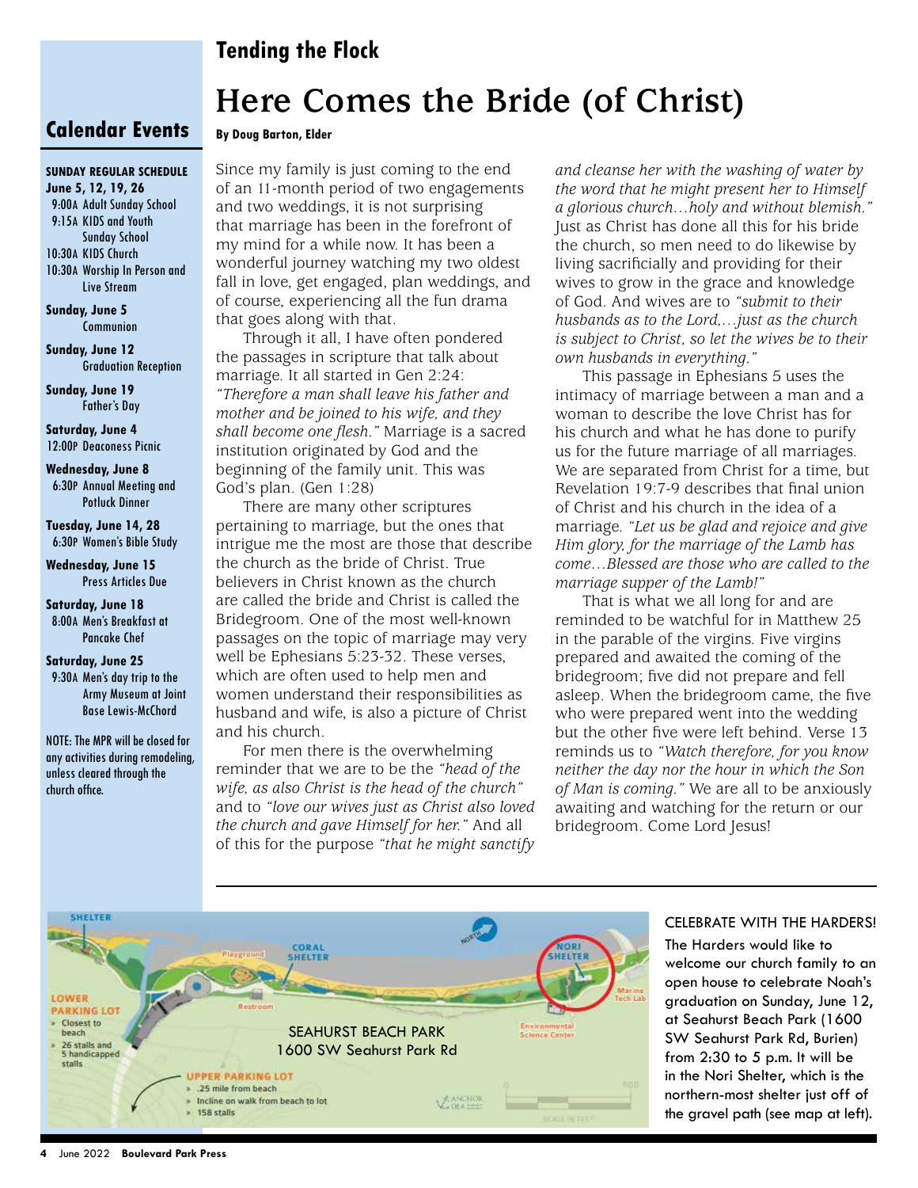## Tending the Flock

# Here Comes the Bride (of Christ)

**By Doug Barton, Elder**

Since my family is just coming to the end of an 11-month period of two engagements and two weddings, it is not surprising that marriage has been in the forefront of my mind for a while now. It has been a wonderful journey watching my two oldest fall in love, get engaged, plan weddings, and of course, experiencing all the fun drama that goes along with that.

Through it all, I have often pondered the passages in scripture that talk about marriage. It all started in Gen 2:24: *"Therefore a man shall leave his father and mother and be joined to his wife, and they shall become one flesh."* Marriage is a sacred institution originated by God and the beginning of the family unit. This was God's plan. (Gen 1:28)

There are many other scriptures pertaining to marriage, but the ones that intrigue me the most are those that describe the church as the bride of Christ. True believers in Christ known as the church are called the bride and Christ is called the Bridegroom. One of the most well-known passages on the topic of marriage may very well be Ephesians 5:23-32. These verses, which are often used to help men and women understand their responsibilities as husband and wife, is also a picture of Christ and his church.

For men there is the overwhelming reminder that we are to be the *"head of the wife, as also Christ is the head of the church"* and to *"love our wives just as Christ also loved the church and gave Himself for her."* And all of this for the purpose *"that he might sanctify and cleanse her with the washing of water by the word that he might present her to Himself a glorious church…holy and without blemish."* Just as Christ has done all this for his bride the church, so men need to do likewise by living sacrificially and providing for their wives to grow in the grace and knowledge of God. And wives are to *"submit to their husbands as to the Lord,…just as the church is subject to Christ, so let the wives be to their own husbands in everything."*

This passage in Ephesians 5 uses the intimacy of marriage between a man and a woman to describe the love Christ has for his church and what he has done to purify us for the future marriage of all marriages. We are separated from Christ for a time, but Revelation 19:7-9 describes that final union of Christ and his church in the idea of a marriage. *"Let us be glad and rejoice and give Him glory, for the marriage of the Lamb has come…Blessed are those who are called to the marriage supper of the Lamb!"*

That is what we all long for and are reminded to be watchful for in Matthew 25 in the parable of the virgins. Five virgins prepared and awaited the coming of the bridegroom; five did not prepare and fell asleep. When the bridegroom came, the five who were prepared went into the wedding but the other five were left behind. Verse 13 reminds us to *"Watch therefore, for you know neither the day nor the hour in which the Son of Man is coming."* We are all to be anxiously awaiting and watching for the return or our bridegroom. Come Lord Jesus!

## Calendar Events

**SUNDAY REGULAR SCHEDULE**
**June 5, 12, 19, 26**
9:00A Adult Sunday School
9:15A KIDS and Youth Sunday School
10:30A KIDS Church
10:30A Worship In Person and Live Stream

**Sunday, June 5**
Communion

**Sunday, June 12**
Graduation Reception

**Sunday, June 19**
Father's Day

**Saturday, June 4**
12:00P Deaconess Picnic

**Wednesday, June 8**
6:30P Annual Meeting and Potluck Dinner

**Tuesday, June 14, 28**
6:30P Women's Bible Study

**Wednesday, June 15**
Press Articles Due

**Saturday, June 18**
8:00A Men's Breakfast at Pancake Chef

**Saturday, June 25**
9:30A Men's day trip to the Army Museum at Joint Base Lewis-McChord

NOTE: The MPR will be closed for any activities during remodeling, unless cleared through the church office.

SEAHURST BEACH PARK
1600 SW Seahurst Park Rd

CELEBRATE WITH THE HARDERS!

The Harders would like to welcome our church family to an open house to celebrate Noah's graduation on Sunday, June 12, at Seahurst Beach Park (1600 SW Seahurst Park Rd, Burien) from 2:30 to 5 p.m. It will be in the Nori Shelter, which is the northern-most shelter just off of the gravel path (see map at left).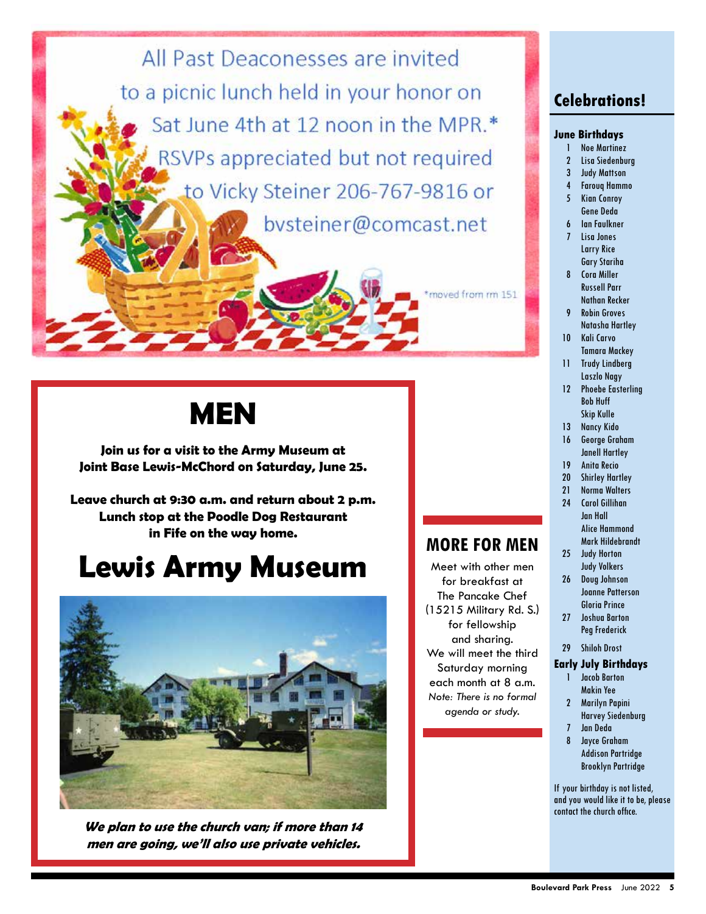All Past Deaconesses are invited to a picnic lunch held in your honor on Sat June 4th at 12 noon in the MPR.* RSVPs appreciated but not required to Vicky Steiner 206-767-9816 or bvsteiner@comcast.net

*moved from rm 151

# MEN

**Join us for a visit to the Army Museum at Joint Base Lewis-McChord on Saturday, June 25.**

**Leave church at 9:30 a.m. and return about 2 p.m. Lunch stop at the Poodle Dog Restaurant in Fife on the way home.**

# Lewis Army Museum

***We plan to use the church van; if more than 14 men are going, we'll also use private vehicles.***

## MORE FOR MEN

Meet with other men for breakfast at The Pancake Chef (15215 Military Rd. S.) for fellowship and sharing. We will meet the third Saturday morning each month at 8 a.m. *Note: There is no formal agenda or study.*

## Celebrations!

### June Birthdays

- 1 Noe Martinez
- 2 Lisa Siedenburg
- 3 Judy Mattson
- 4 Farouq Hammo
- 5 Kian Conroy, Gene Deda
- 6 Ian Faulkner
- 7 Lisa Jones, Larry Rice, Gary Stariha
- 8 Cora Miller, Russell Parr, Nathan Recker
- 9 Robin Groves, Natasha Hartley
- 10 Kali Carvo, Tamara Mackey
- 11 Trudy Lindberg, Laszlo Nagy
- 12 Phoebe Easterling, Bob Huff, Skip Kulle
- 13 Nancy Kido
- 16 George Graham, Janell Hartley
- 19 Anita Recio
- 20 Shirley Hartley
- 21 Norma Walters
- 24 Carol Gillihan, Jan Hall, Alice Hammond, Mark Hildebrandt
- 25 Judy Horton, Judy Volkers
- 26 Doug Johnson, Joanne Patterson, Gloria Prince
- 27 Joshua Barton, Peg Frederick
- 29 Shiloh Drost

### Early July Birthdays

- 1 Jacob Barton, Makin Yee
- 2 Marilyn Papini, Harvey Siedenburg
- 7 Jan Deda
- 8 Jayce Graham, Addison Partridge, Brooklyn Partridge

If your birthday is not listed, and you would like it to be, please contact the church office.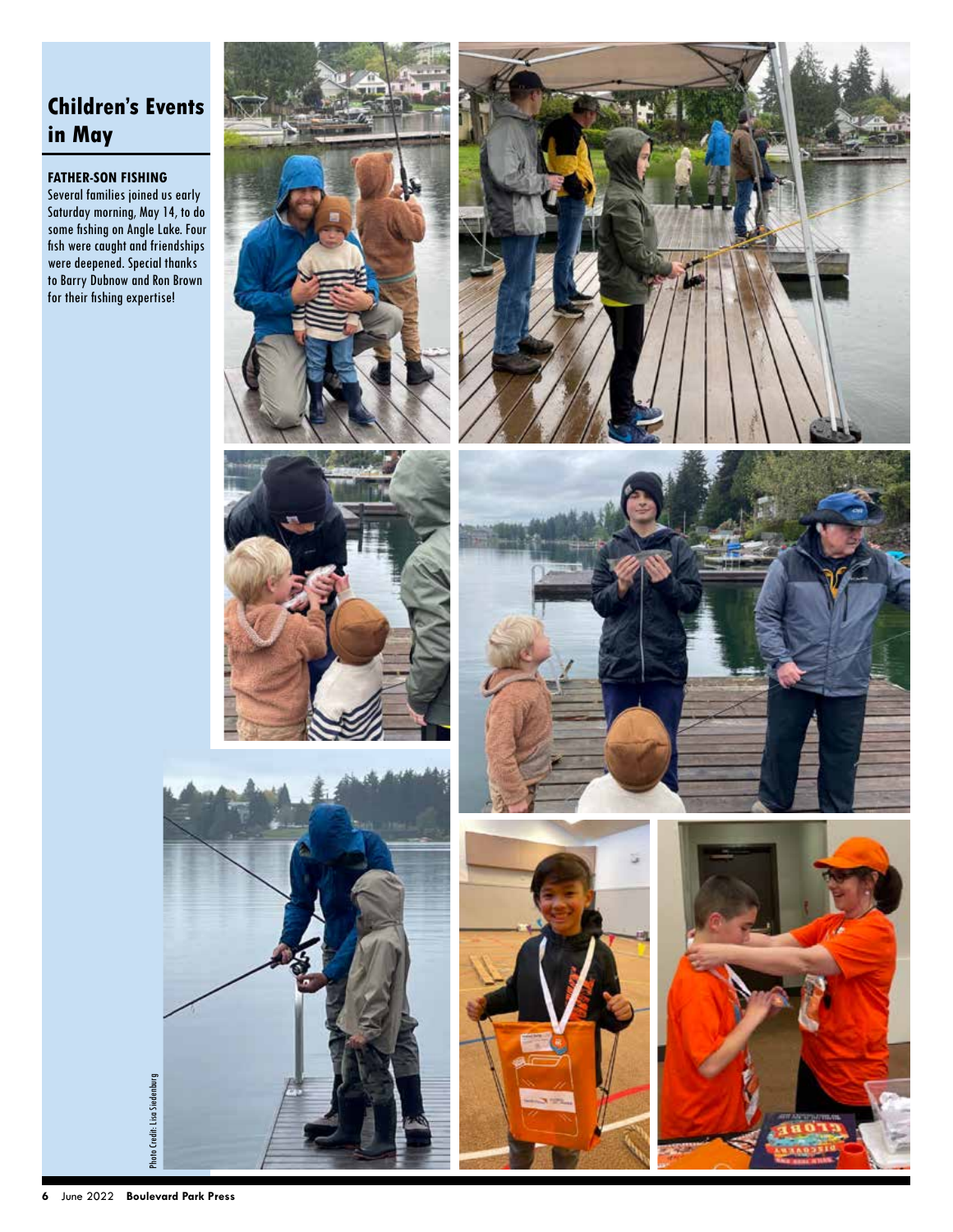## Children's Events in May

**FATHER-SON FISHING**

Several families joined us early Saturday morning, May 14, to do some fishing on Angle Lake. Four fish were caught and friendships were deepened. Special thanks to Barry Dubnow and Ron Brown for their fishing expertise!

Photo Credit: Lisa Stedenburg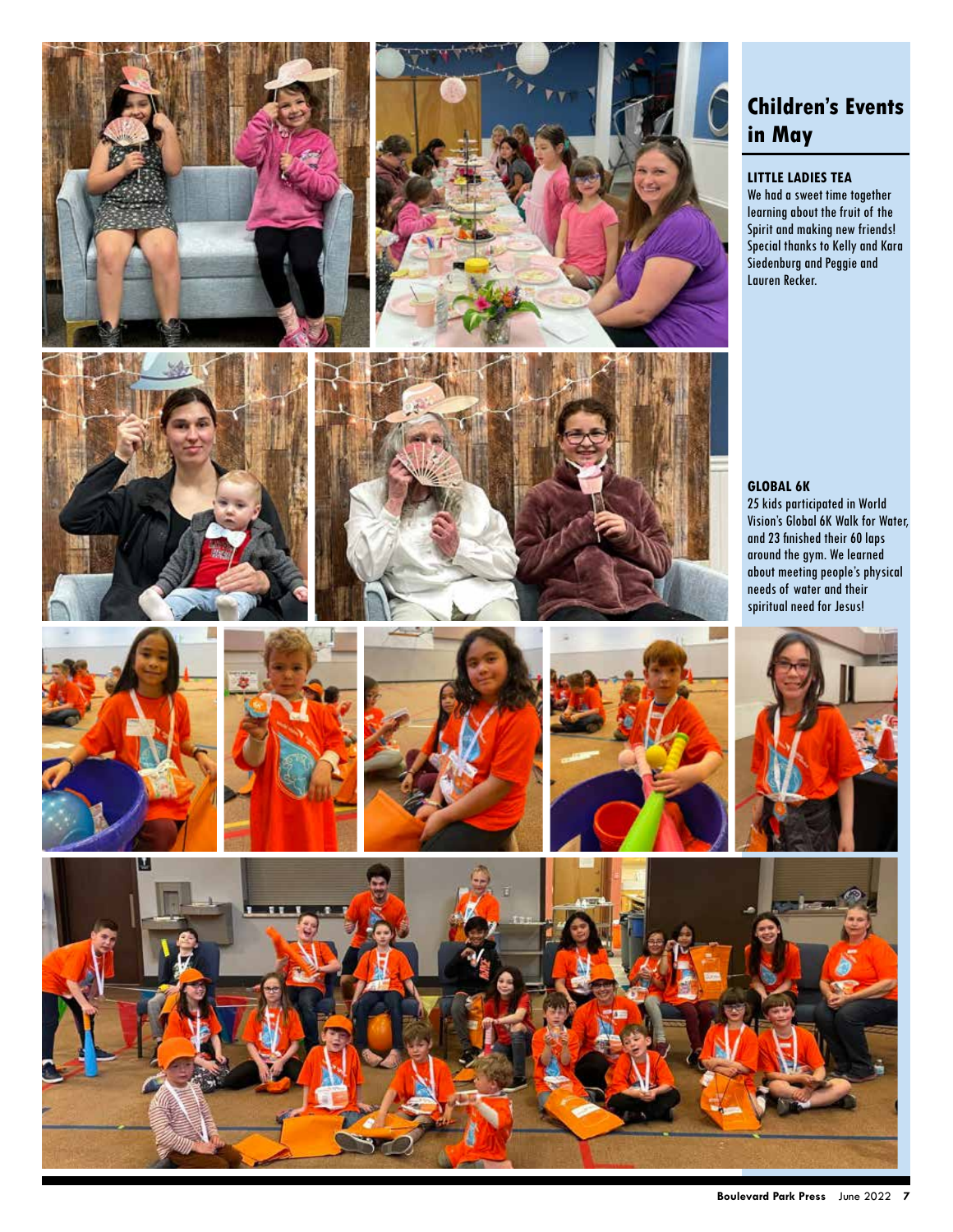## Children's Events in May

### LITTLE LADIES TEA

We had a sweet time together learning about the fruit of the Spirit and making new friends! Special thanks to Kelly and Kara Siedenburg and Peggie and Lauren Recker.

### GLOBAL 6K

25 kids participated in World Vision's Global 6K Walk for Water, and 23 finished their 60 laps around the gym. We learned about meeting people's physical needs of water and their spiritual need for Jesus!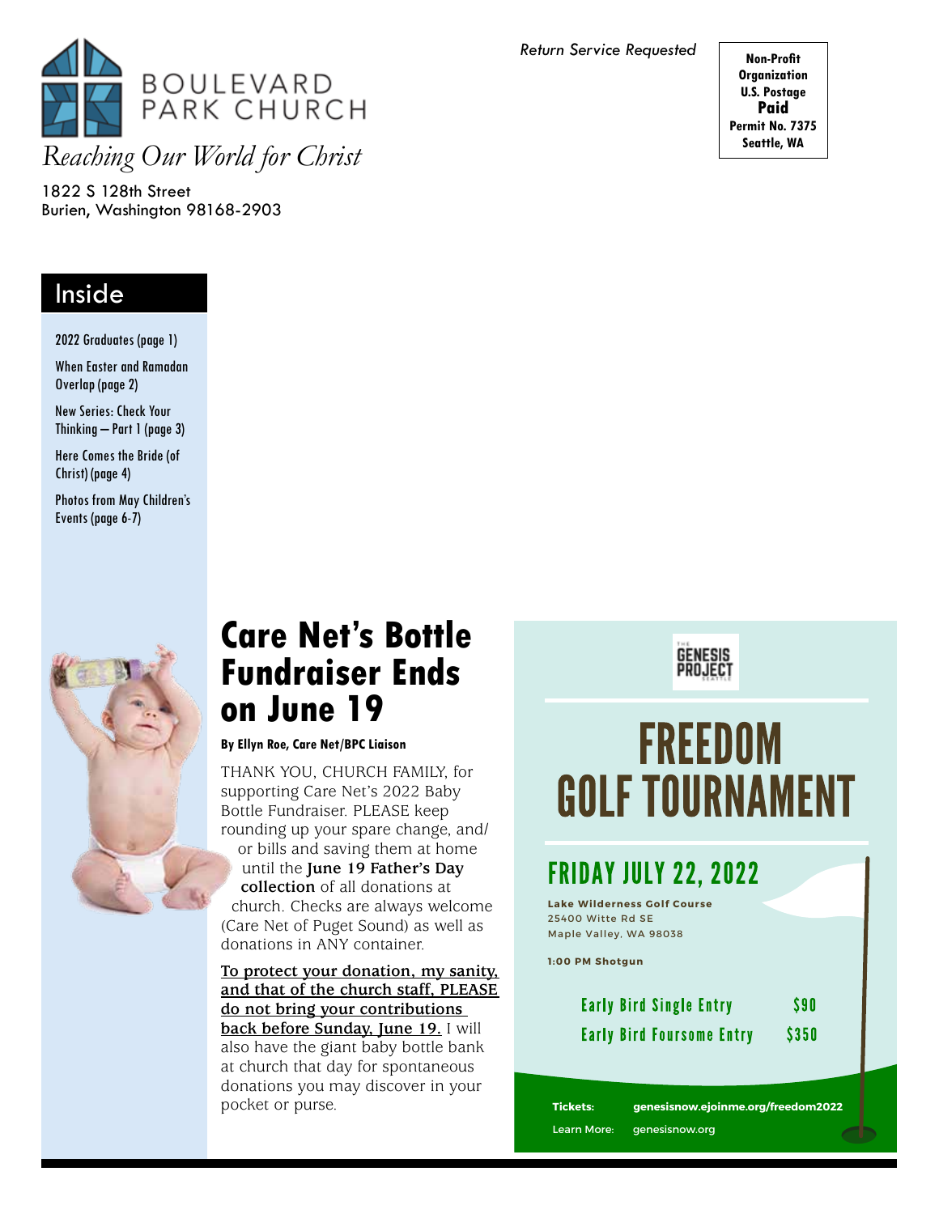# BOULEVARD PARK CHURCH

*Reaching Our World for Christ*

1822 S 128th Street
Burien, Washington 98168-2903

*Return Service Requested*

Non-Profit Organization
U.S. Postage
**Paid**
Permit No. 7375
Seattle, WA

## Inside

2022 Graduates (page 1)

When Easter and Ramadan Overlap (page 2)

New Series: Check Your Thinking – Part 1 (page 3)

Here Comes the Bride (of Christ) (page 4)

Photos from May Children's Events (page 6-7)

# Care Net's Bottle Fundraiser Ends on June 19

**By Ellyn Roe, Care Net/BPC Liaison**

THANK YOU, CHURCH FAMILY, for supporting Care Net's 2022 Baby Bottle Fundraiser. PLEASE keep rounding up your spare change, and/or bills and saving them at home until the **June 19 Father's Day collection** of all donations at church. Checks are always welcome (Care Net of Puget Sound) as well as donations in ANY container.

**To protect your donation, my sanity, and that of the church staff, PLEASE do not bring your contributions back before Sunday, June 19.** I will also have the giant baby bottle bank at church that day for spontaneous donations you may discover in your pocket or purse.

THE GENESIS PROJECT SEATTLE

# FREEDOM GOLF TOURNAMENT

## FRIDAY JULY 22, 2022

**Lake Wilderness Golf Course**
25400 Witte Rd SE
Maple Valley, WA 98038

**1:00 PM Shotgun**

| | |
|---|---|
| Early Bird Single Entry | $90 |
| Early Bird Foursome Entry | $350 |

**Tickets:** genesisnow.ejoinme.org/freedom2022

Learn More: genesisnow.org